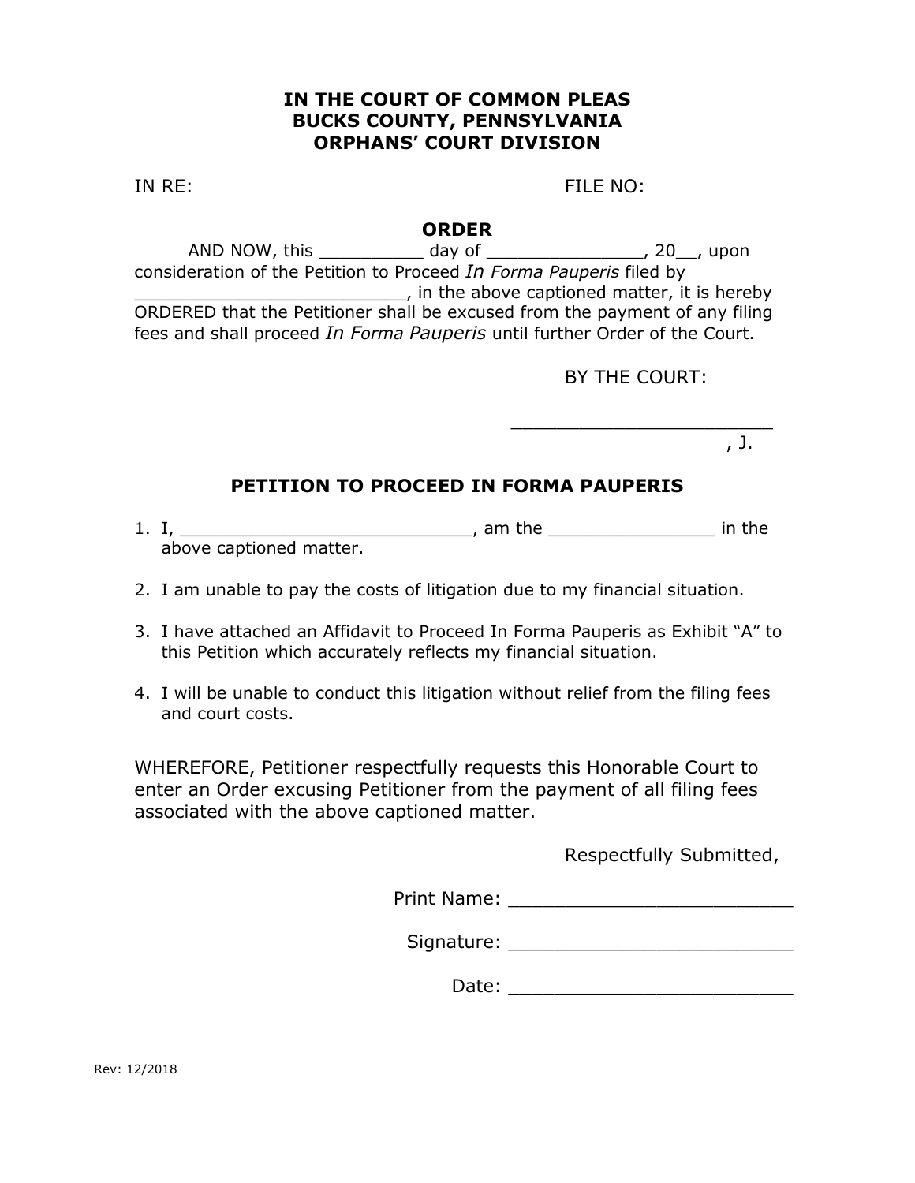**IN THE COURT OF COMMON PLEAS**
**BUCKS COUNTY, PENNSYLVANIA**
**ORPHANS' COURT DIVISION**

IN RE: FILE NO:

## ORDER

AND NOW, this __________ day of _______________, 20__, upon consideration of the Petition to Proceed *In Forma Pauperis* filed by __________________________, in the above captioned matter, it is hereby ORDERED that the Petitioner shall be excused from the payment of any filing fees and shall proceed *In Forma Pauperis* until further Order of the Court.

BY THE COURT:

________________________
, J.

## PETITION TO PROCEED IN FORMA PAUPERIS

1. I, ____________________________, am the ________________ in the above captioned matter.

2. I am unable to pay the costs of litigation due to my financial situation.

3. I have attached an Affidavit to Proceed In Forma Pauperis as Exhibit "A" to this Petition which accurately reflects my financial situation.

4. I will be unable to conduct this litigation without relief from the filing fees and court costs.

WHEREFORE, Petitioner respectfully requests this Honorable Court to enter an Order excusing Petitioner from the payment of all filing fees associated with the above captioned matter.

Respectfully Submitted,

Print Name: __________________________

Signature: __________________________

Date: __________________________

Rev: 12/2018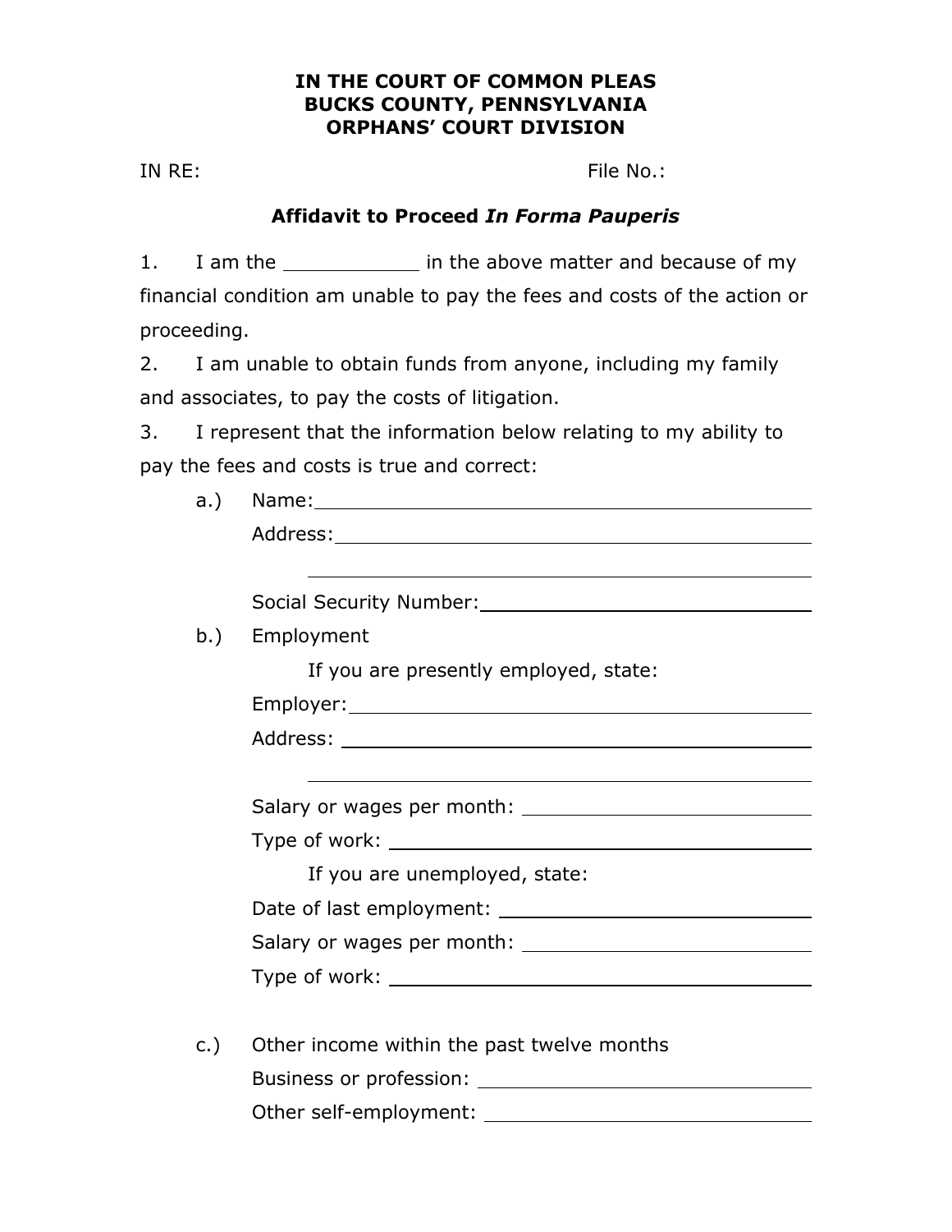**IN THE COURT OF COMMON PLEAS**
**BUCKS COUNTY, PENNSYLVANIA**
**ORPHANS' COURT DIVISION**

IN RE: File No.:

## Affidavit to Proceed *In Forma Pauperis*

1. I am the ____________ in the above matter and because of my financial condition am unable to pay the fees and costs of the action or proceeding.

2. I am unable to obtain funds from anyone, including my family and associates, to pay the costs of litigation.

3. I represent that the information below relating to my ability to pay the fees and costs is true and correct:

a.) Name: ____________________________________________

Address: ____________________________________________

____________________________________________

Social Security Number: ______________________________

b.) Employment

If you are presently employed, state:

Employer: ____________________________________________

Address: ____________________________________________

____________________________________________

Salary or wages per month: ______________________________

Type of work: ____________________________________________

If you are unemployed, state:

Date of last employment: ______________________________

Salary or wages per month: ______________________________

Type of work: ____________________________________________

c.) Other income within the past twelve months

Business or profession: ______________________________

Other self-employment: ______________________________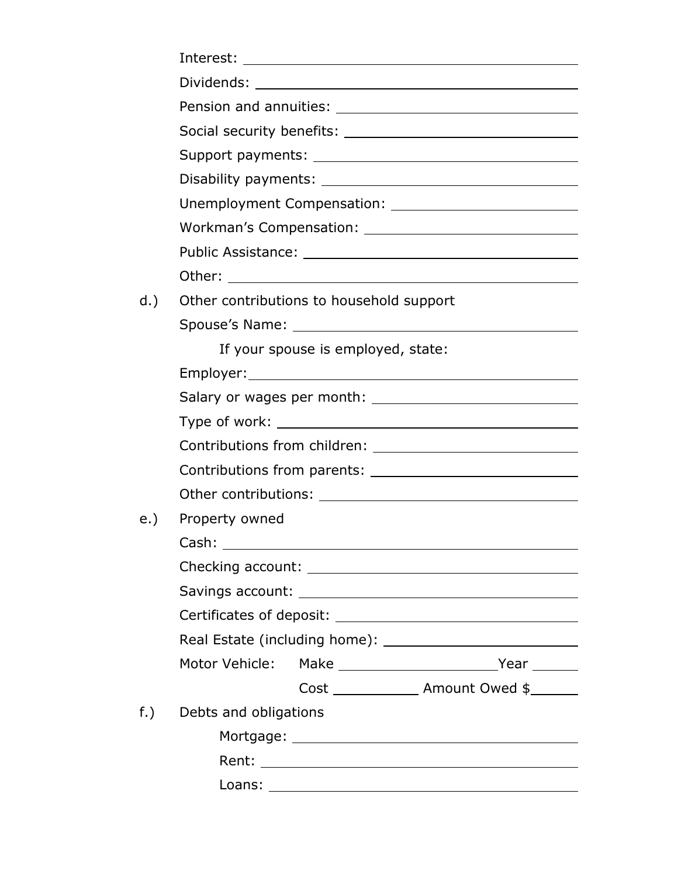Interest: \_\_\_\_\_\_\_\_\_\_\_\_\_\_\_\_\_\_\_\_\_\_\_\_\_\_\_\_\_\_\_\_\_\_\_\_\_\_\_\_

Dividends: \_\_\_\_\_\_\_\_\_\_\_\_\_\_\_\_\_\_\_\_\_\_\_\_\_\_\_\_\_\_\_\_\_\_\_\_\_\_\_

Pension and annuities: \_\_\_\_\_\_\_\_\_\_\_\_\_\_\_\_\_\_\_\_\_\_\_\_\_\_\_\_\_\_\_\_

Social security benefits: \_\_\_\_\_\_\_\_\_\_\_\_\_\_\_\_\_\_\_\_\_\_\_\_\_\_\_\_\_\_

Support payments: \_\_\_\_\_\_\_\_\_\_\_\_\_\_\_\_\_\_\_\_\_\_\_\_\_\_\_\_\_\_\_\_\_\_\_

Disability payments: \_\_\_\_\_\_\_\_\_\_\_\_\_\_\_\_\_\_\_\_\_\_\_\_\_\_\_\_\_\_\_\_\_

Unemployment Compensation: \_\_\_\_\_\_\_\_\_\_\_\_\_\_\_\_\_\_\_\_\_\_\_\_\_\_

Workman's Compensation: \_\_\_\_\_\_\_\_\_\_\_\_\_\_\_\_\_\_\_\_\_\_\_\_\_\_\_\_\_

Public Assistance: \_\_\_\_\_\_\_\_\_\_\_\_\_\_\_\_\_\_\_\_\_\_\_\_\_\_\_\_\_\_\_\_\_\_\_\_

Other: \_\_\_\_\_\_\_\_\_\_\_\_\_\_\_\_\_\_\_\_\_\_\_\_\_\_\_\_\_\_\_\_\_\_\_\_\_\_\_\_\_\_\_\_

d.) Other contributions to household support

Spouse's Name: \_\_\_\_\_\_\_\_\_\_\_\_\_\_\_\_\_\_\_\_\_\_\_\_\_\_\_\_\_\_\_\_\_\_\_\_

If your spouse is employed, state:

Employer: \_\_\_\_\_\_\_\_\_\_\_\_\_\_\_\_\_\_\_\_\_\_\_\_\_\_\_\_\_\_\_\_\_\_\_\_\_\_\_\_

Salary or wages per month: \_\_\_\_\_\_\_\_\_\_\_\_\_\_\_\_\_\_\_\_\_\_\_\_\_\_\_

Type of work: \_\_\_\_\_\_\_\_\_\_\_\_\_\_\_\_\_\_\_\_\_\_\_\_\_\_\_\_\_\_\_\_\_\_\_\_\_\_

Contributions from children: \_\_\_\_\_\_\_\_\_\_\_\_\_\_\_\_\_\_\_\_\_\_\_\_\_\_\_

Contributions from parents: \_\_\_\_\_\_\_\_\_\_\_\_\_\_\_\_\_\_\_\_\_\_\_\_\_\_\_

Other contributions: \_\_\_\_\_\_\_\_\_\_\_\_\_\_\_\_\_\_\_\_\_\_\_\_\_\_\_\_\_\_\_\_\_

e.) Property owned

Cash: \_\_\_\_\_\_\_\_\_\_\_\_\_\_\_\_\_\_\_\_\_\_\_\_\_\_\_\_\_\_\_\_\_\_\_\_\_\_\_\_\_\_\_\_\_

Checking account: \_\_\_\_\_\_\_\_\_\_\_\_\_\_\_\_\_\_\_\_\_\_\_\_\_\_\_\_\_\_\_\_\_\_\_

Savings account: \_\_\_\_\_\_\_\_\_\_\_\_\_\_\_\_\_\_\_\_\_\_\_\_\_\_\_\_\_\_\_\_\_\_\_\_

Certificates of deposit: \_\_\_\_\_\_\_\_\_\_\_\_\_\_\_\_\_\_\_\_\_\_\_\_\_\_\_\_\_\_\_

Real Estate (including home): \_\_\_\_\_\_\_\_\_\_\_\_\_\_\_\_\_\_\_\_\_\_\_\_\_\_

Motor Vehicle: Make \_\_\_\_\_\_\_\_\_\_\_\_\_\_\_\_\_\_\_\_ Year \_\_\_\_\_\_

Cost \_\_\_\_\_\_\_\_\_\_\_\_ Amount Owed $\_\_\_\_\_\_

f.) Debts and obligations

Mortgage: \_\_\_\_\_\_\_\_\_\_\_\_\_\_\_\_\_\_\_\_\_\_\_\_\_\_\_\_\_\_\_\_\_\_\_\_\_\_\_\_

Rent: \_\_\_\_\_\_\_\_\_\_\_\_\_\_\_\_\_\_\_\_\_\_\_\_\_\_\_\_\_\_\_\_\_\_\_\_\_\_\_\_\_\_\_\_

Loans: \_\_\_\_\_\_\_\_\_\_\_\_\_\_\_\_\_\_\_\_\_\_\_\_\_\_\_\_\_\_\_\_\_\_\_\_\_\_\_\_\_\_\_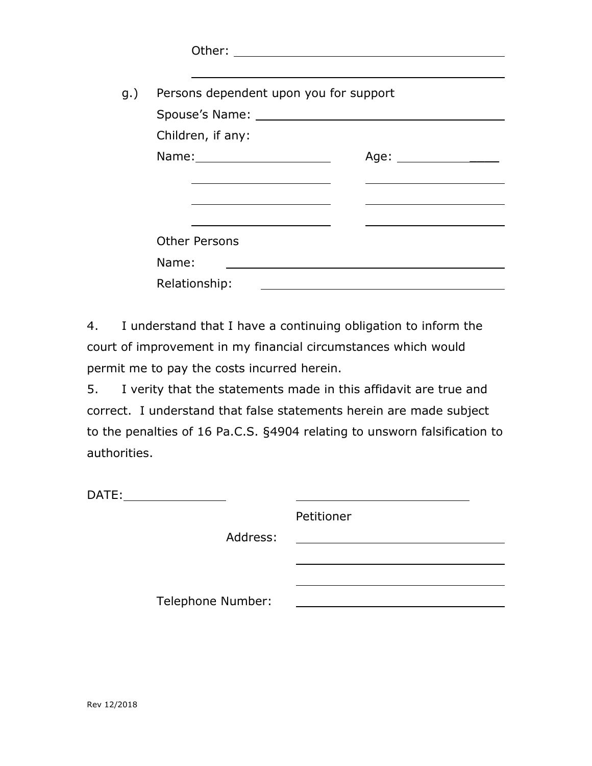Other: ____________________________________________

____________________________________________

g.) Persons dependent upon you for support

Spouse's Name: ____________________________________

Children, if any:

Name: ______________________ Age: ______________________

______________________ ______________________

______________________ ______________________

______________________ ______________________

Other Persons

Name: ____________________________________

Relationship: ____________________________________

4. I understand that I have a continuing obligation to inform the court of improvement in my financial circumstances which would permit me to pay the costs incurred herein.

5. I verity that the statements made in this affidavit are true and correct. I understand that false statements herein are made subject to the penalties of 16 Pa.C.S. §4904 relating to unsworn falsification to authorities.

DATE: ________________ ____________________________

Petitioner

Address: ____________________________

____________________________

____________________________

Telephone Number: ____________________________

Rev 12/2018